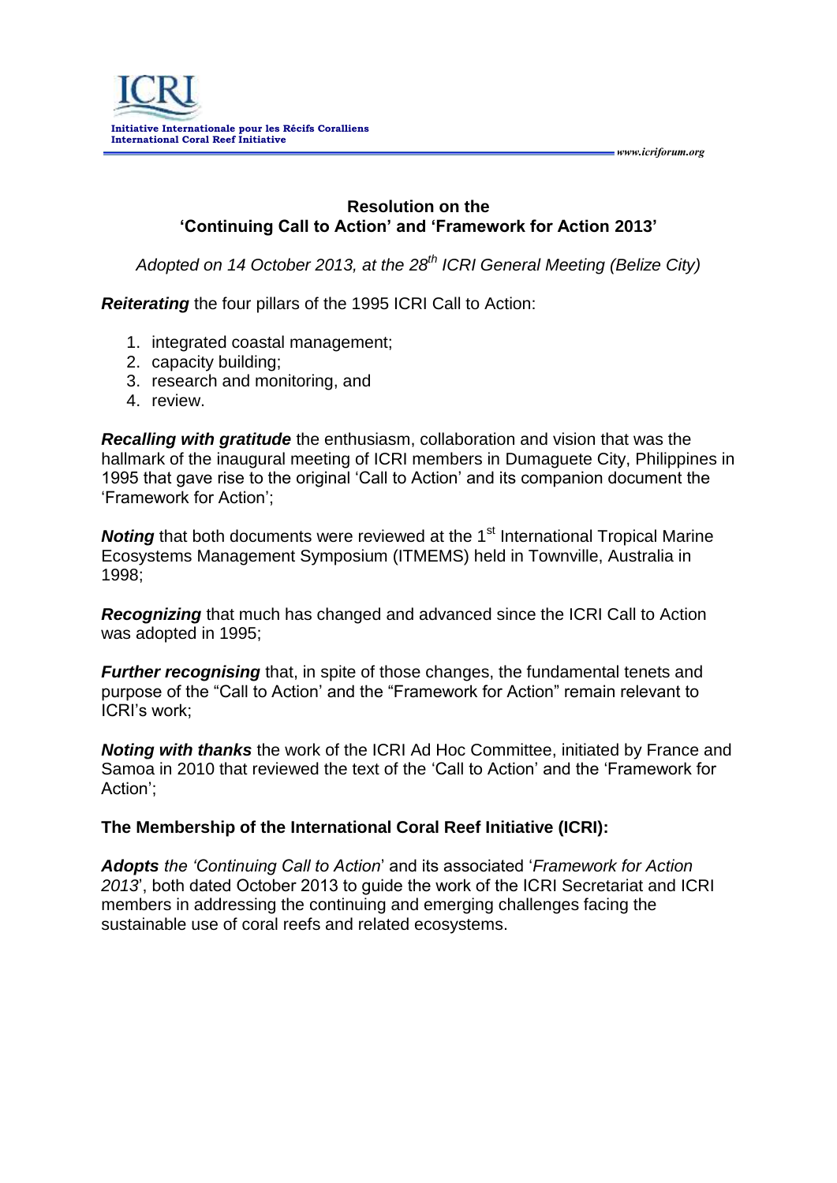ICRI

Initiative Internationale pour les Récifs Coralliens
International Coral Reef Initiative

www.icriforum.org

## Resolution on the 'Continuing Call to Action' and 'Framework for Action 2013'

*Adopted on 14 October 2013, at the 28th ICRI General Meeting (Belize City)*

***Reiterating*** the four pillars of the 1995 ICRI Call to Action:

1. integrated coastal management;
2. capacity building;
3. research and monitoring, and
4. review.

***Recalling with gratitude*** the enthusiasm, collaboration and vision that was the hallmark of the inaugural meeting of ICRI members in Dumaguete City, Philippines in 1995 that gave rise to the original 'Call to Action' and its companion document the 'Framework for Action';

***Noting*** that both documents were reviewed at the 1st International Tropical Marine Ecosystems Management Symposium (ITMEMS) held in Townville, Australia in 1998;

***Recognizing*** that much has changed and advanced since the ICRI Call to Action was adopted in 1995;

***Further recognising*** that, in spite of those changes, the fundamental tenets and purpose of the "Call to Action' and the "Framework for Action" remain relevant to ICRI's work;

***Noting with thanks*** the work of the ICRI Ad Hoc Committee, initiated by France and Samoa in 2010 that reviewed the text of the 'Call to Action' and the 'Framework for Action';

**The Membership of the International Coral Reef Initiative (ICRI):**

***Adopts** the 'Continuing Call to Action*' and its associated '*Framework for Action 2013*', both dated October 2013 to guide the work of the ICRI Secretariat and ICRI members in addressing the continuing and emerging challenges facing the sustainable use of coral reefs and related ecosystems.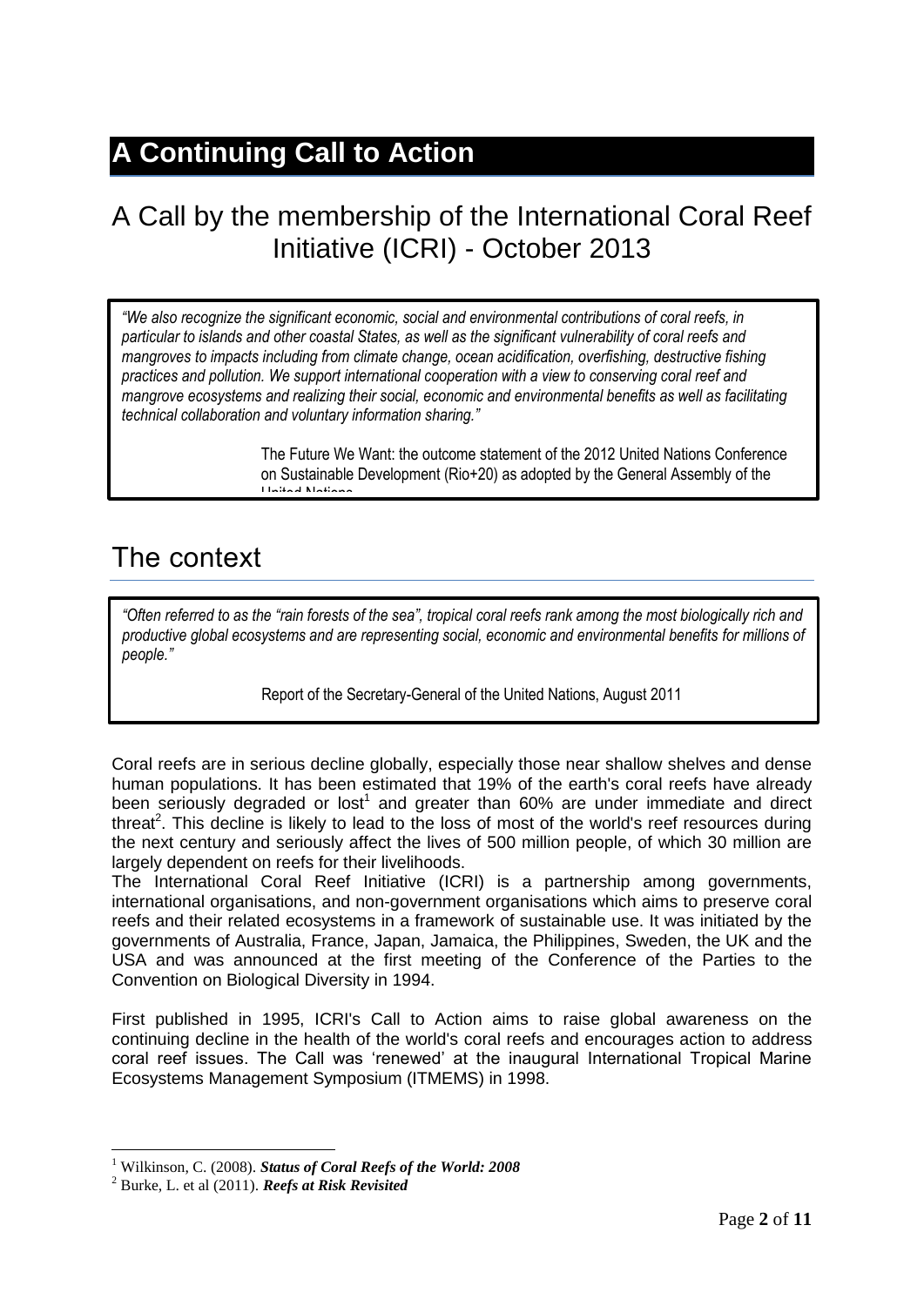# A Continuing Call to Action

## A Call by the membership of the International Coral Reef Initiative (ICRI) - October 2013

> *"We also recognize the significant economic, social and environmental contributions of coral reefs, in particular to islands and other coastal States, as well as the significant vulnerability of coral reefs and mangroves to impacts including from climate change, ocean acidification, overfishing, destructive fishing practices and pollution. We support international cooperation with a view to conserving coral reef and mangrove ecosystems and realizing their social, economic and environmental benefits as well as facilitating technical collaboration and voluntary information sharing."*
>
> The Future We Want: the outcome statement of the 2012 United Nations Conference on Sustainable Development (Rio+20) as adopted by the General Assembly of the United Nations

## The context

> *"Often referred to as the "rain forests of the sea", tropical coral reefs rank among the most biologically rich and productive global ecosystems and are representing social, economic and environmental benefits for millions of people."*
>
> Report of the Secretary-General of the United Nations, August 2011

Coral reefs are in serious decline globally, especially those near shallow shelves and dense human populations. It has been estimated that 19% of the earth's coral reefs have already been seriously degraded or lost[1] and greater than 60% are under immediate and direct threat[2]. This decline is likely to lead to the loss of most of the world's reef resources during the next century and seriously affect the lives of 500 million people, of which 30 million are largely dependent on reefs for their livelihoods.

The International Coral Reef Initiative (ICRI) is a partnership among governments, international organisations, and non-government organisations which aims to preserve coral reefs and their related ecosystems in a framework of sustainable use. It was initiated by the governments of Australia, France, Japan, Jamaica, the Philippines, Sweden, the UK and the USA and was announced at the first meeting of the Conference of the Parties to the Convention on Biological Diversity in 1994.

First published in 1995, ICRI's Call to Action aims to raise global awareness on the continuing decline in the health of the world's coral reefs and encourages action to address coral reef issues. The Call was 'renewed' at the inaugural International Tropical Marine Ecosystems Management Symposium (ITMEMS) in 1998.

---

[1] Wilkinson, C. (2008). ***Status of Coral Reefs of the World: 2008***

[2] Burke, L. et al (2011). ***Reefs at Risk Revisited***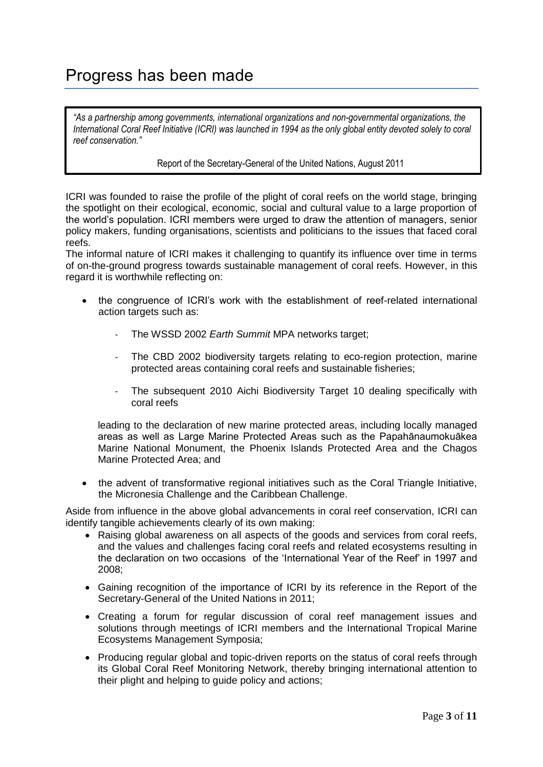# Progress has been made

> *"As a partnership among governments, international organizations and non-governmental organizations, the International Coral Reef Initiative (ICRI) was launched in 1994 as the only global entity devoted solely to coral reef conservation."*
>
> Report of the Secretary-General of the United Nations, August 2011

ICRI was founded to raise the profile of the plight of coral reefs on the world stage, bringing the spotlight on their ecological, economic, social and cultural value to a large proportion of the world's population. ICRI members were urged to draw the attention of managers, senior policy makers, funding organisations, scientists and politicians to the issues that faced coral reefs.

The informal nature of ICRI makes it challenging to quantify its influence over time in terms of on-the-ground progress towards sustainable management of coral reefs. However, in this regard it is worthwhile reflecting on:

- the congruence of ICRI's work with the establishment of reef-related international action targets such as:
    - The WSSD 2002 *Earth Summit* MPA networks target;
    - The CBD 2002 biodiversity targets relating to eco-region protection, marine protected areas containing coral reefs and sustainable fisheries;
    - The subsequent 2010 Aichi Biodiversity Target 10 dealing specifically with coral reefs

  leading to the declaration of new marine protected areas, including locally managed areas as well as Large Marine Protected Areas such as the Papahānaumokuākea Marine National Monument, the Phoenix Islands Protected Area and the Chagos Marine Protected Area; and

- the advent of transformative regional initiatives such as the Coral Triangle Initiative, the Micronesia Challenge and the Caribbean Challenge.

Aside from influence in the above global advancements in coral reef conservation, ICRI can identify tangible achievements clearly of its own making:

- Raising global awareness on all aspects of the goods and services from coral reefs, and the values and challenges facing coral reefs and related ecosystems resulting in the declaration on two occasions of the 'International Year of the Reef' in 1997 and 2008;
- Gaining recognition of the importance of ICRI by its reference in the Report of the Secretary-General of the United Nations in 2011;
- Creating a forum for regular discussion of coral reef management issues and solutions through meetings of ICRI members and the International Tropical Marine Ecosystems Management Symposia;
- Producing regular global and topic-driven reports on the status of coral reefs through its Global Coral Reef Monitoring Network, thereby bringing international attention to their plight and helping to guide policy and actions;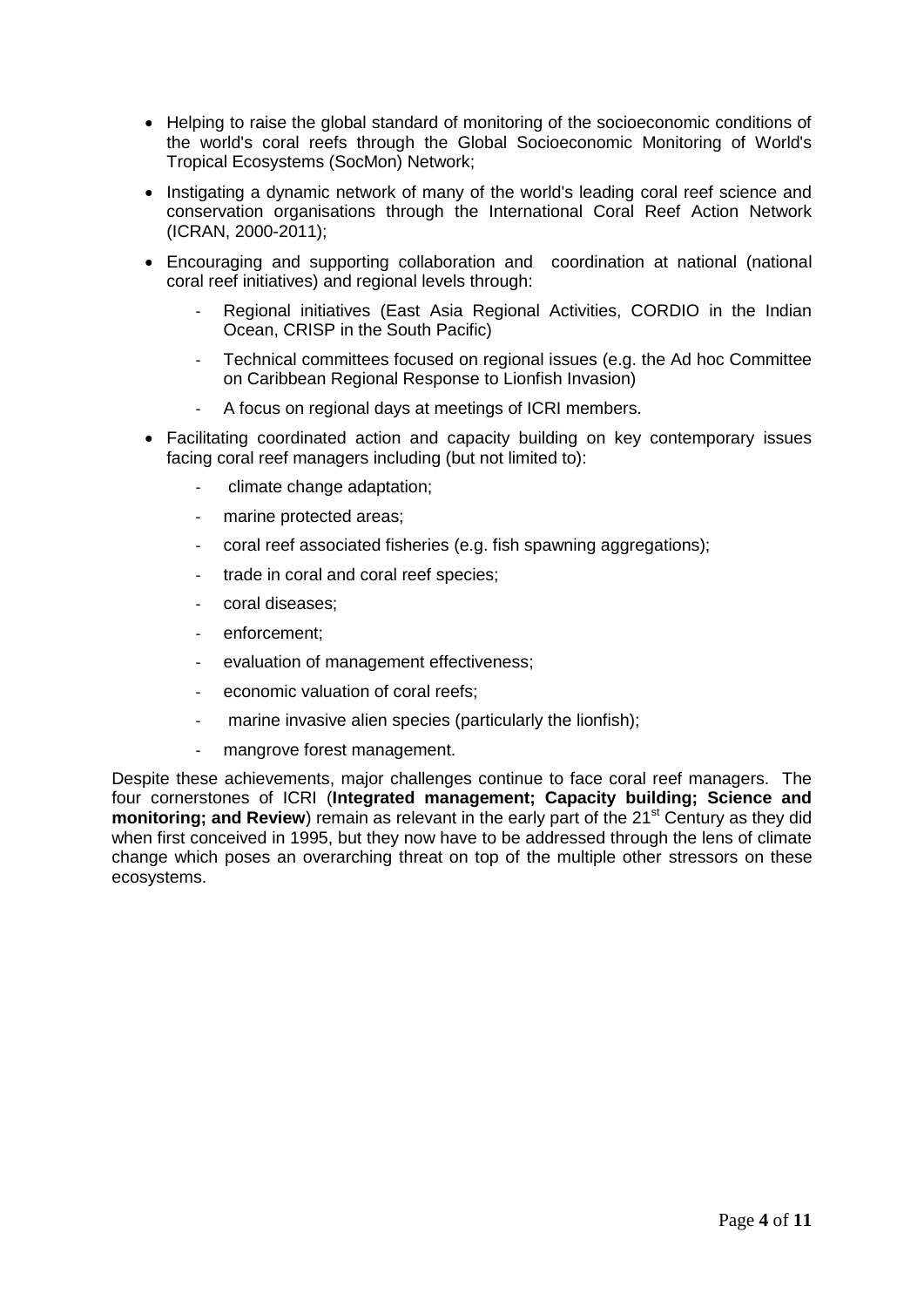- Helping to raise the global standard of monitoring of the socioeconomic conditions of the world's coral reefs through the Global Socioeconomic Monitoring of World's Tropical Ecosystems (SocMon) Network;
- Instigating a dynamic network of many of the world's leading coral reef science and conservation organisations through the International Coral Reef Action Network (ICRAN, 2000-2011);
- Encouraging and supporting collaboration and coordination at national (national coral reef initiatives) and regional levels through:
  - Regional initiatives (East Asia Regional Activities, CORDIO in the Indian Ocean, CRISP in the South Pacific)
  - Technical committees focused on regional issues (e.g. the Ad hoc Committee on Caribbean Regional Response to Lionfish Invasion)
  - A focus on regional days at meetings of ICRI members.
- Facilitating coordinated action and capacity building on key contemporary issues facing coral reef managers including (but not limited to):
  - climate change adaptation;
  - marine protected areas;
  - coral reef associated fisheries (e.g. fish spawning aggregations);
  - trade in coral and coral reef species;
  - coral diseases;
  - enforcement;
  - evaluation of management effectiveness;
  - economic valuation of coral reefs;
  - marine invasive alien species (particularly the lionfish);
  - mangrove forest management.

Despite these achievements, major challenges continue to face coral reef managers. The four cornerstones of ICRI (**Integrated management; Capacity building; Science and monitoring; and Review**) remain as relevant in the early part of the 21st Century as they did when first conceived in 1995, but they now have to be addressed through the lens of climate change which poses an overarching threat on top of the multiple other stressors on these ecosystems.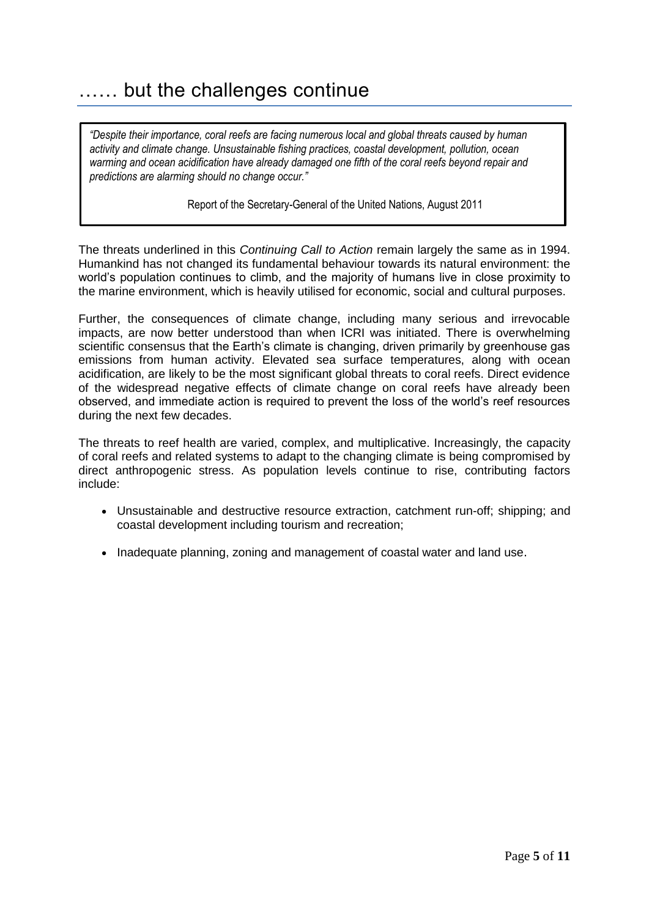# …… but the challenges continue

> *"Despite their importance, coral reefs are facing numerous local and global threats caused by human activity and climate change. Unsustainable fishing practices, coastal development, pollution, ocean warming and ocean acidification have already damaged one fifth of the coral reefs beyond repair and predictions are alarming should no change occur."*
>
> Report of the Secretary-General of the United Nations, August 2011

The threats underlined in this *Continuing Call to Action* remain largely the same as in 1994. Humankind has not changed its fundamental behaviour towards its natural environment: the world's population continues to climb, and the majority of humans live in close proximity to the marine environment, which is heavily utilised for economic, social and cultural purposes.

Further, the consequences of climate change, including many serious and irrevocable impacts, are now better understood than when ICRI was initiated. There is overwhelming scientific consensus that the Earth's climate is changing, driven primarily by greenhouse gas emissions from human activity. Elevated sea surface temperatures, along with ocean acidification, are likely to be the most significant global threats to coral reefs. Direct evidence of the widespread negative effects of climate change on coral reefs have already been observed, and immediate action is required to prevent the loss of the world's reef resources during the next few decades.

The threats to reef health are varied, complex, and multiplicative. Increasingly, the capacity of coral reefs and related systems to adapt to the changing climate is being compromised by direct anthropogenic stress. As population levels continue to rise, contributing factors include:

- Unsustainable and destructive resource extraction, catchment run-off; shipping; and coastal development including tourism and recreation;
- Inadequate planning, zoning and management of coastal water and land use.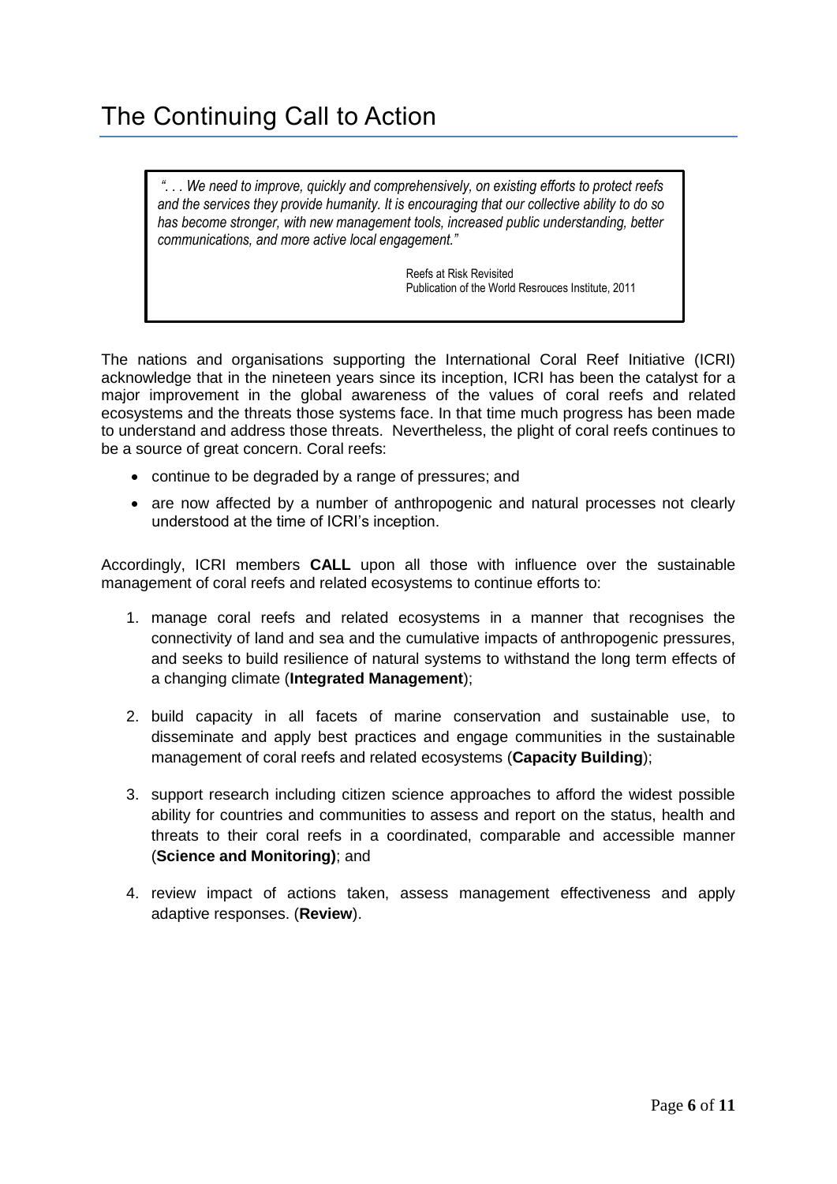# The Continuing Call to Action

> *". . . We need to improve, quickly and comprehensively, on existing efforts to protect reefs and the services they provide humanity. It is encouraging that our collective ability to do so has become stronger, with new management tools, increased public understanding, better communications, and more active local engagement."*
>
> Reefs at Risk Revisited
> Publication of the World Resrouces Institute, 2011

The nations and organisations supporting the International Coral Reef Initiative (ICRI) acknowledge that in the nineteen years since its inception, ICRI has been the catalyst for a major improvement in the global awareness of the values of coral reefs and related ecosystems and the threats those systems face. In that time much progress has been made to understand and address those threats. Nevertheless, the plight of coral reefs continues to be a source of great concern. Coral reefs:

- continue to be degraded by a range of pressures; and
- are now affected by a number of anthropogenic and natural processes not clearly understood at the time of ICRI's inception.

Accordingly, ICRI members **CALL** upon all those with influence over the sustainable management of coral reefs and related ecosystems to continue efforts to:

1. manage coral reefs and related ecosystems in a manner that recognises the connectivity of land and sea and the cumulative impacts of anthropogenic pressures, and seeks to build resilience of natural systems to withstand the long term effects of a changing climate (**Integrated Management**);
2. build capacity in all facets of marine conservation and sustainable use, to disseminate and apply best practices and engage communities in the sustainable management of coral reefs and related ecosystems (**Capacity Building**);
3. support research including citizen science approaches to afford the widest possible ability for countries and communities to assess and report on the status, health and threats to their coral reefs in a coordinated, comparable and accessible manner (**Science and Monitoring)**; and
4. review impact of actions taken, assess management effectiveness and apply adaptive responses. (**Review**).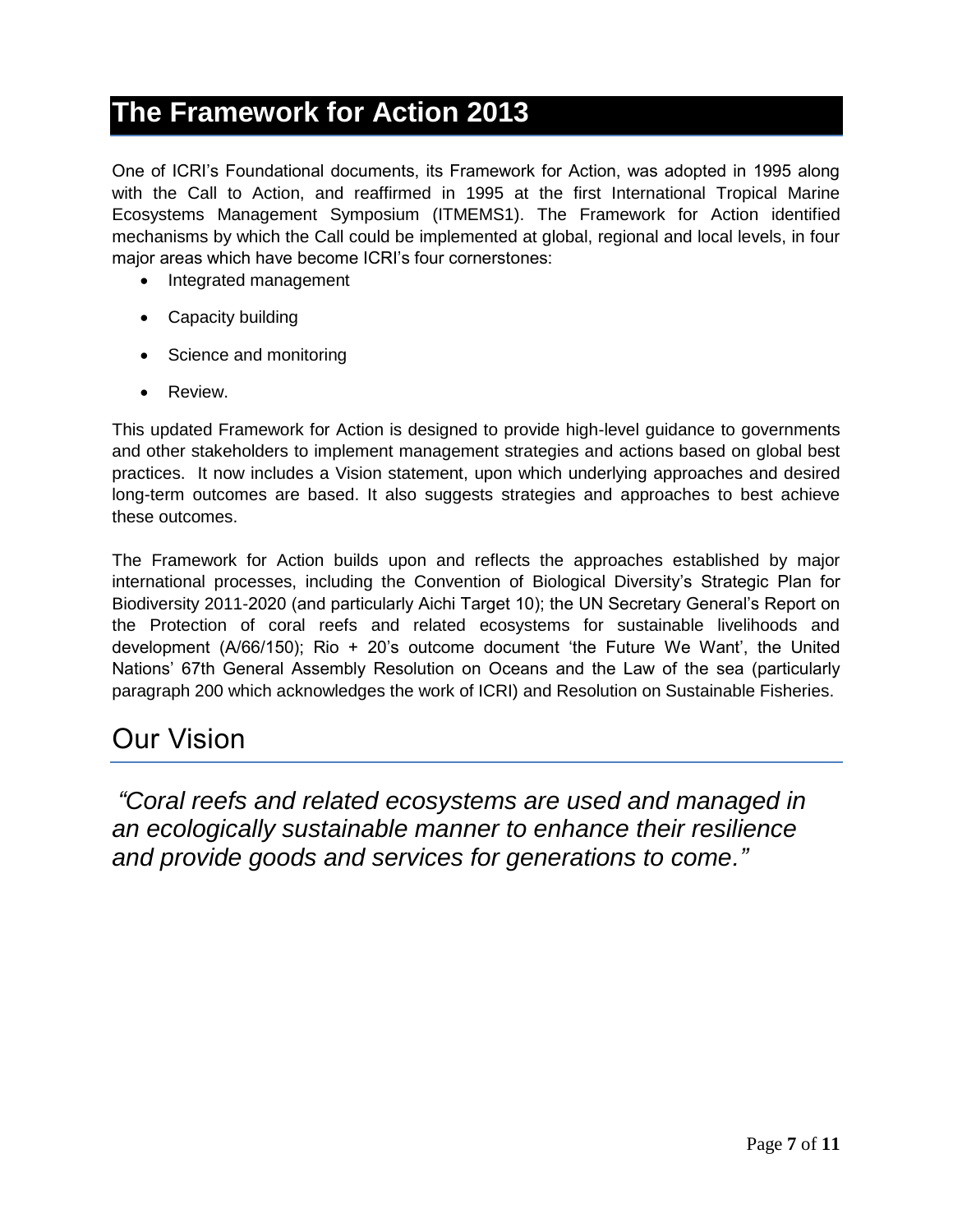# The Framework for Action 2013

One of ICRI's Foundational documents, its Framework for Action, was adopted in 1995 along with the Call to Action, and reaffirmed in 1995 at the first International Tropical Marine Ecosystems Management Symposium (ITMEMS1). The Framework for Action identified mechanisms by which the Call could be implemented at global, regional and local levels, in four major areas which have become ICRI's four cornerstones:

- Integrated management
- Capacity building
- Science and monitoring
- Review.

This updated Framework for Action is designed to provide high-level guidance to governments and other stakeholders to implement management strategies and actions based on global best practices. It now includes a Vision statement, upon which underlying approaches and desired long-term outcomes are based. It also suggests strategies and approaches to best achieve these outcomes.

The Framework for Action builds upon and reflects the approaches established by major international processes, including the Convention of Biological Diversity's Strategic Plan for Biodiversity 2011-2020 (and particularly Aichi Target 10); the UN Secretary General's Report on the Protection of coral reefs and related ecosystems for sustainable livelihoods and development (A/66/150); Rio + 20's outcome document 'the Future We Want', the United Nations' 67th General Assembly Resolution on Oceans and the Law of the sea (particularly paragraph 200 which acknowledges the work of ICRI) and Resolution on Sustainable Fisheries.

## Our Vision

*"Coral reefs and related ecosystems are used and managed in an ecologically sustainable manner to enhance their resilience and provide goods and services for generations to come."*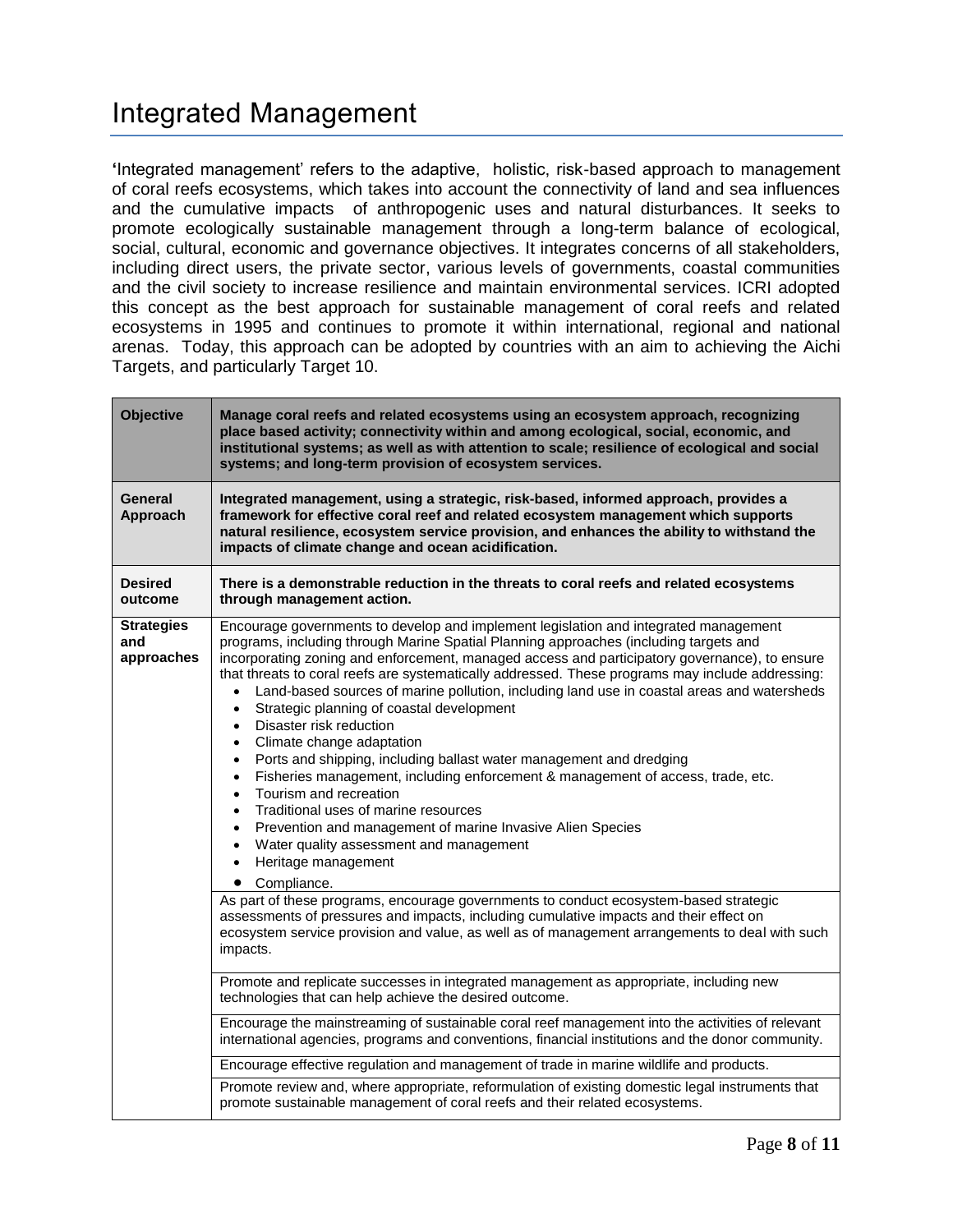# Integrated Management

'Integrated management' refers to the adaptive, holistic, risk-based approach to management of coral reefs ecosystems, which takes into account the connectivity of land and sea influences and the cumulative impacts of anthropogenic uses and natural disturbances. It seeks to promote ecologically sustainable management through a long-term balance of ecological, social, cultural, economic and governance objectives. It integrates concerns of all stakeholders, including direct users, the private sector, various levels of governments, coastal communities and the civil society to increase resilience and maintain environmental services. ICRI adopted this concept as the best approach for sustainable management of coral reefs and related ecosystems in 1995 and continues to promote it within international, regional and national arenas. Today, this approach can be adopted by countries with an aim to achieving the Aichi Targets, and particularly Target 10.

| | |
|---|---|
| **Objective** | **Manage coral reefs and related ecosystems using an ecosystem approach, recognizing place based activity; connectivity within and among ecological, social, economic, and institutional systems; as well as with attention to scale; resilience of ecological and social systems; and long-term provision of ecosystem services.** |
| **General Approach** | **Integrated management, using a strategic, risk-based, informed approach, provides a framework for effective coral reef and related ecosystem management which supports natural resilience, ecosystem service provision, and enhances the ability to withstand the impacts of climate change and ocean acidification.** |
| **Desired outcome** | **There is a demonstrable reduction in the threats to coral reefs and related ecosystems through management action.** |
| **Strategies and approaches** | Encourage governments to develop and implement legislation and integrated management programs, including through Marine Spatial Planning approaches (including targets and incorporating zoning and enforcement, managed access and participatory governance), to ensure that threats to coral reefs are systematically addressed. These programs may include addressing:<br>• Land-based sources of marine pollution, including land use in coastal areas and watersheds<br>• Strategic planning of coastal development<br>• Disaster risk reduction<br>• Climate change adaptation<br>• Ports and shipping, including ballast water management and dredging<br>• Fisheries management, including enforcement & management of access, trade, etc.<br>• Tourism and recreation<br>• Traditional uses of marine resources<br>• Prevention and management of marine Invasive Alien Species<br>• Water quality assessment and management<br>• Heritage management<br>• Compliance. |
| | As part of these programs, encourage governments to conduct ecosystem-based strategic assessments of pressures and impacts, including cumulative impacts and their effect on ecosystem service provision and value, as well as of management arrangements to deal with such impacts. |
| | Promote and replicate successes in integrated management as appropriate, including new technologies that can help achieve the desired outcome. |
| | Encourage the mainstreaming of sustainable coral reef management into the activities of relevant international agencies, programs and conventions, financial institutions and the donor community. |
| | Encourage effective regulation and management of trade in marine wildlife and products. |
| | Promote review and, where appropriate, reformulation of existing domestic legal instruments that promote sustainable management of coral reefs and their related ecosystems. |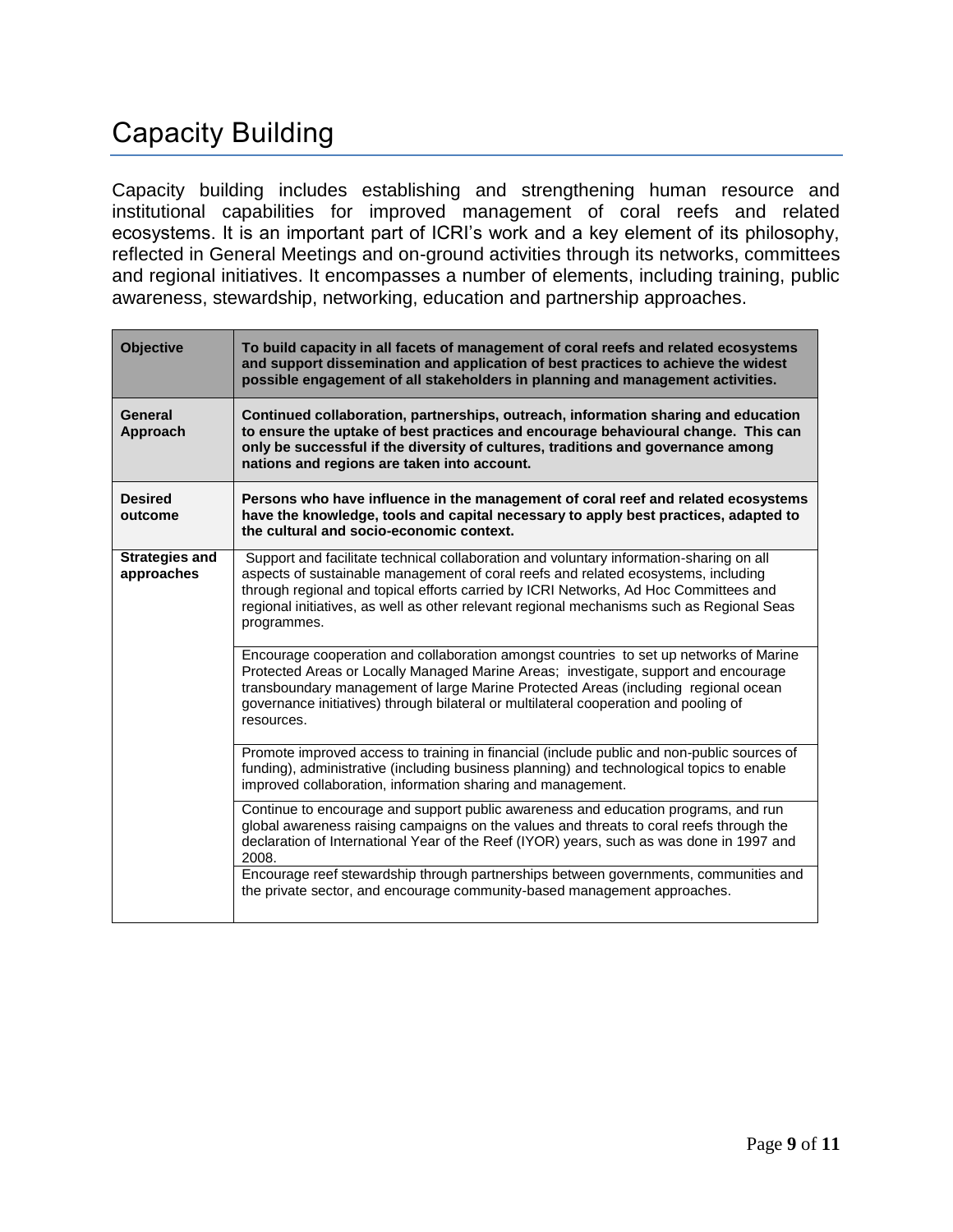# Capacity Building

Capacity building includes establishing and strengthening human resource and institutional capabilities for improved management of coral reefs and related ecosystems. It is an important part of ICRI's work and a key element of its philosophy, reflected in General Meetings and on-ground activities through its networks, committees and regional initiatives. It encompasses a number of elements, including training, public awareness, stewardship, networking, education and partnership approaches.

| **Objective** | **To build capacity in all facets of management of coral reefs and related ecosystems and support dissemination and application of best practices to achieve the widest possible engagement of all stakeholders in planning and management activities.** |
|---|---|
| **General Approach** | **Continued collaboration, partnerships, outreach, information sharing and education to ensure the uptake of best practices and encourage behavioural change. This can only be successful if the diversity of cultures, traditions and governance among nations and regions are taken into account.** |
| **Desired outcome** | **Persons who have influence in the management of coral reef and related ecosystems have the knowledge, tools and capital necessary to apply best practices, adapted to the cultural and socio-economic context.** |
| **Strategies and approaches** | Support and facilitate technical collaboration and voluntary information-sharing on all aspects of sustainable management of coral reefs and related ecosystems, including through regional and topical efforts carried by ICRI Networks, Ad Hoc Committees and regional initiatives, as well as other relevant regional mechanisms such as Regional Seas programmes. |
| | Encourage cooperation and collaboration amongst countries to set up networks of Marine Protected Areas or Locally Managed Marine Areas; investigate, support and encourage transboundary management of large Marine Protected Areas (including regional ocean governance initiatives) through bilateral or multilateral cooperation and pooling of resources. |
| | Promote improved access to training in financial (include public and non-public sources of funding), administrative (including business planning) and technological topics to enable improved collaboration, information sharing and management. |
| | Continue to encourage and support public awareness and education programs, and run global awareness raising campaigns on the values and threats to coral reefs through the declaration of International Year of the Reef (IYOR) years, such as was done in 1997 and 2008. |
| | Encourage reef stewardship through partnerships between governments, communities and the private sector, and encourage community-based management approaches. |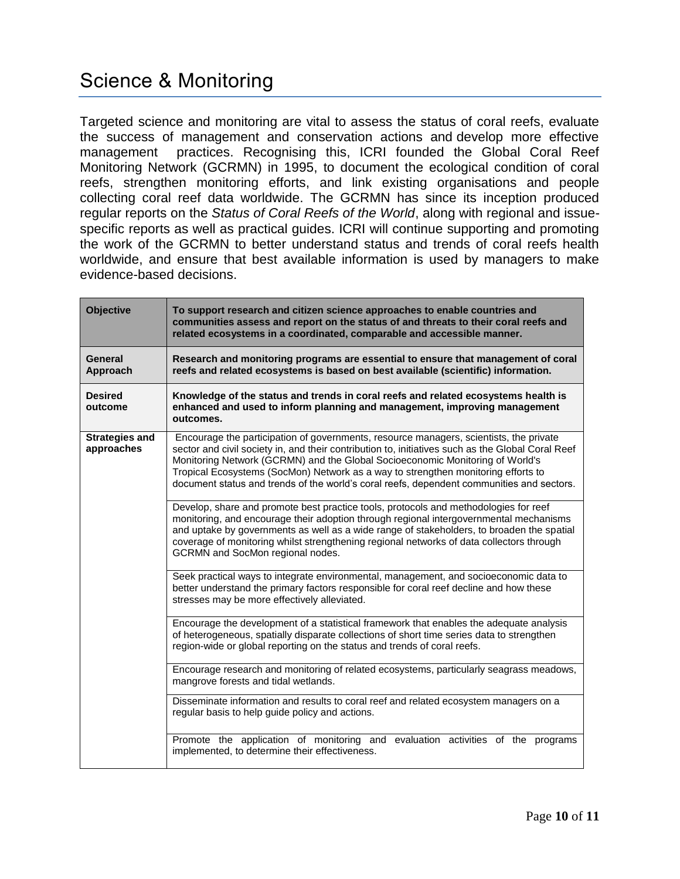# Science & Monitoring

Targeted science and monitoring are vital to assess the status of coral reefs, evaluate the success of management and conservation actions and develop more effective management practices. Recognising this, ICRI founded the Global Coral Reef Monitoring Network (GCRMN) in 1995, to document the ecological condition of coral reefs, strengthen monitoring efforts, and link existing organisations and people collecting coral reef data worldwide. The GCRMN has since its inception produced regular reports on the *Status of Coral Reefs of the World*, along with regional and issue-specific reports as well as practical guides. ICRI will continue supporting and promoting the work of the GCRMN to better understand status and trends of coral reefs health worldwide, and ensure that best available information is used by managers to make evidence-based decisions.

| **Objective** | **To support research and citizen science approaches to enable countries and communities assess and report on the status of and threats to their coral reefs and related ecosystems in a coordinated, comparable and accessible manner.** |
|---|---|
| **General Approach** | **Research and monitoring programs are essential to ensure that management of coral reefs and related ecosystems is based on best available (scientific) information.** |
| **Desired outcome** | **Knowledge of the status and trends in coral reefs and related ecosystems health is enhanced and used to inform planning and management, improving management outcomes.** |
| **Strategies and approaches** | Encourage the participation of governments, resource managers, scientists, the private sector and civil society in, and their contribution to, initiatives such as the Global Coral Reef Monitoring Network (GCRMN) and the Global Socioeconomic Monitoring of World's Tropical Ecosystems (SocMon) Network as a way to strengthen monitoring efforts to document status and trends of the world's coral reefs, dependent communities and sectors. |
| | Develop, share and promote best practice tools, protocols and methodologies for reef monitoring, and encourage their adoption through regional intergovernmental mechanisms and uptake by governments as well as a wide range of stakeholders, to broaden the spatial coverage of monitoring whilst strengthening regional networks of data collectors through GCRMN and SocMon regional nodes. |
| | Seek practical ways to integrate environmental, management, and socioeconomic data to better understand the primary factors responsible for coral reef decline and how these stresses may be more effectively alleviated. |
| | Encourage the development of a statistical framework that enables the adequate analysis of heterogeneous, spatially disparate collections of short time series data to strengthen region-wide or global reporting on the status and trends of coral reefs. |
| | Encourage research and monitoring of related ecosystems, particularly seagrass meadows, mangrove forests and tidal wetlands. |
| | Disseminate information and results to coral reef and related ecosystem managers on a regular basis to help guide policy and actions. |
| | Promote the application of monitoring and evaluation activities of the programs implemented, to determine their effectiveness. |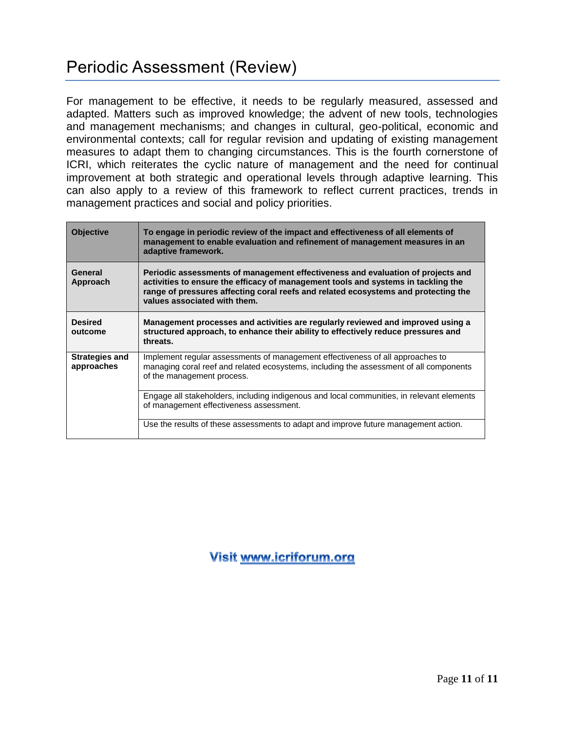# Periodic Assessment (Review)

For management to be effective, it needs to be regularly measured, assessed and adapted. Matters such as improved knowledge; the advent of new tools, technologies and management mechanisms; and changes in cultural, geo-political, economic and environmental contexts; call for regular revision and updating of existing management measures to adapt them to changing circumstances. This is the fourth cornerstone of ICRI, which reiterates the cyclic nature of management and the need for continual improvement at both strategic and operational levels through adaptive learning. This can also apply to a review of this framework to reflect current practices, trends in management practices and social and policy priorities.

| | |
|---|---|
| **Objective** | **To engage in periodic review of the impact and effectiveness of all elements of management to enable evaluation and refinement of management measures in an adaptive framework.** |
| **General Approach** | **Periodic assessments of management effectiveness and evaluation of projects and activities to ensure the efficacy of management tools and systems in tackling the range of pressures affecting coral reefs and related ecosystems and protecting the values associated with them.** |
| **Desired outcome** | **Management processes and activities are regularly reviewed and improved using a structured approach, to enhance their ability to effectively reduce pressures and threats.** |
| **Strategies and approaches** | Implement regular assessments of management effectiveness of all approaches to managing coral reef and related ecosystems, including the assessment of all components of the management process. |
| | Engage all stakeholders, including indigenous and local communities, in relevant elements of management effectiveness assessment. |
| | Use the results of these assessments to adapt and improve future management action. |

**Visit [www.icriforum.org](http://www.icriforum.org)**